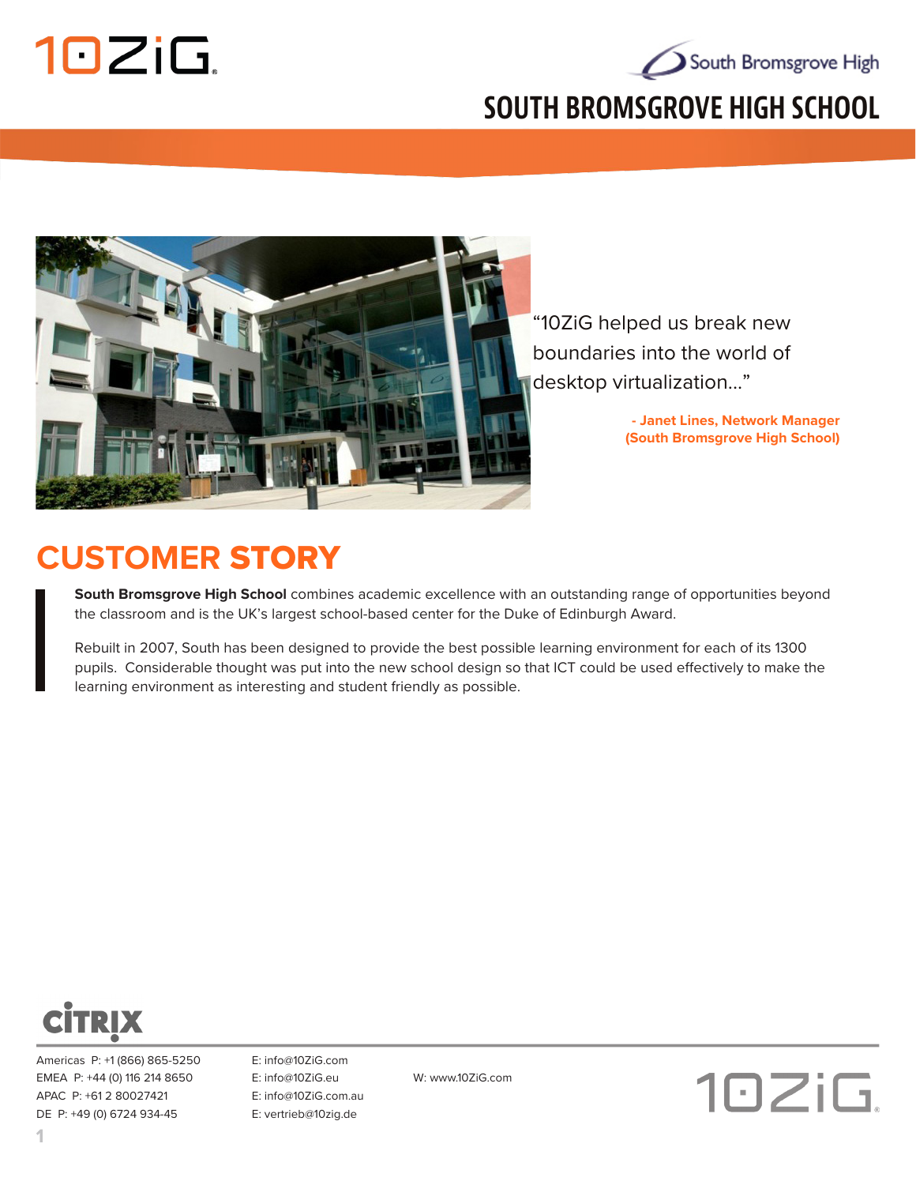# SOUTH BROMSGROVE HIGH SCHOOL

"10ZiG helped us break new boundaries into the world of desktop virtualization..."

**- Janet Lines, Network Manager (South Bromsgrove High School)**

## CUSTOMER STORY

**South Bromsgrove High School** combines academic excellence with an outstanding range of opportunities beyond the classroom and is the UK's largest school-based center for the Duke of Edinburgh Award.

Rebuilt in 2007, South has been designed to provide the best possible learning environment for each of its 1300 pupils. Considerable thought was put into the new school design so that ICT could be used effectively to make the learning environment as interesting and student friendly as possible.

Americas P: +1 (866) 865-5250 E: info@10ZiG.com
EMEA P: +44 (0) 116 214 8650 E: info@10ZiG.eu W: www.10ZiG.com
APAC P: +61 2 80027421 E: info@10ZiG.com.au
DE P: +49 (0) 6724 934-45 E: vertrieb@10zig.de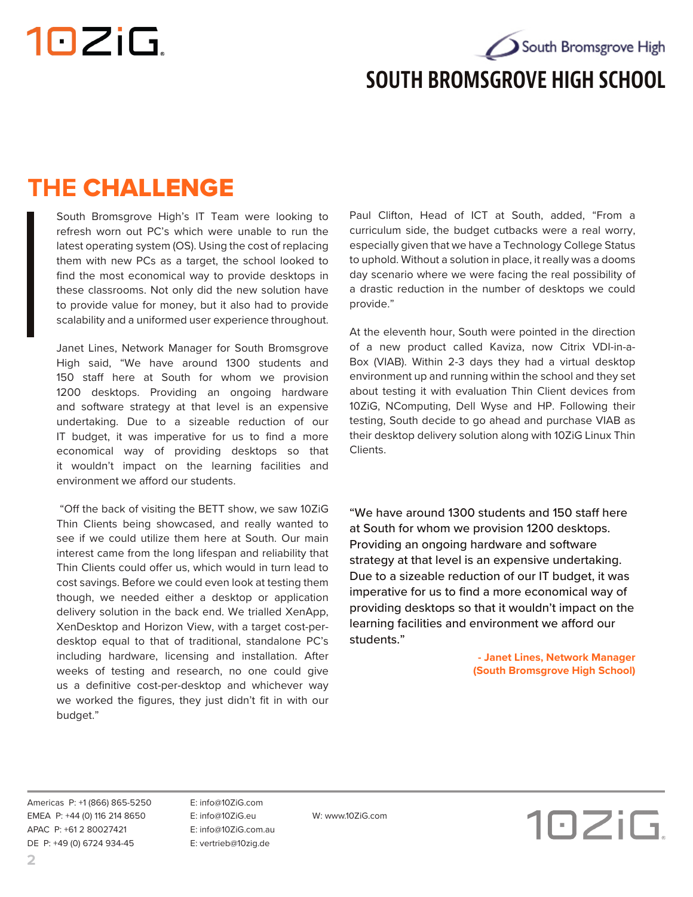# SOUTH BROMSGROVE HIGH SCHOOL

## THE CHALLENGE

South Bromsgrove High's IT Team were looking to refresh worn out PC's which were unable to run the latest operating system (OS). Using the cost of replacing them with new PCs as a target, the school looked to find the most economical way to provide desktops in these classrooms. Not only did the new solution have to provide value for money, but it also had to provide scalability and a uniformed user experience throughout.

Janet Lines, Network Manager for South Bromsgrove High said, "We have around 1300 students and 150 staff here at South for whom we provision 1200 desktops. Providing an ongoing hardware and software strategy at that level is an expensive undertaking. Due to a sizeable reduction of our IT budget, it was imperative for us to find a more economical way of providing desktops so that it wouldn't impact on the learning facilities and environment we afford our students.

"Off the back of visiting the BETT show, we saw 10ZiG Thin Clients being showcased, and really wanted to see if we could utilize them here at South. Our main interest came from the long lifespan and reliability that Thin Clients could offer us, which would in turn lead to cost savings. Before we could even look at testing them though, we needed either a desktop or application delivery solution in the back end. We trialled XenApp, XenDesktop and Horizon View, with a target cost-per-desktop equal to that of traditional, standalone PC's including hardware, licensing and installation. After weeks of testing and research, no one could give us a definitive cost-per-desktop and whichever way we worked the figures, they just didn't fit in with our budget."

Paul Clifton, Head of ICT at South, added, "From a curriculum side, the budget cutbacks were a real worry, especially given that we have a Technology College Status to uphold. Without a solution in place, it really was a dooms day scenario where we were facing the real possibility of a drastic reduction in the number of desktops we could provide."

At the eleventh hour, South were pointed in the direction of a new product called Kaviza, now Citrix VDI-in-a-Box (VIAB). Within 2-3 days they had a virtual desktop environment up and running within the school and they set about testing it with evaluation Thin Client devices from 10ZiG, NComputing, Dell Wyse and HP. Following their testing, South decide to go ahead and purchase VIAB as their desktop delivery solution along with 10ZiG Linux Thin Clients.

> "We have around 1300 students and 150 staff here at South for whom we provision 1200 desktops. Providing an ongoing hardware and software strategy at that level is an expensive undertaking. Due to a sizeable reduction of our IT budget, it was imperative for us to find a more economical way of providing desktops so that it wouldn't impact on the learning facilities and environment we afford our students."
>
> **- Janet Lines, Network Manager (South Bromsgrove High School)**

Americas P: +1 (866) 865-5250 E: info@10ZiG.com
EMEA P: +44 (0) 116 214 8650 E: info@10ZiG.eu
APAC P: +61 2 80027421 E: info@10ZiG.com.au
DE P: +49 (0) 6724 934-45 E: vertrieb@10zig.de
W: www.10ZiG.com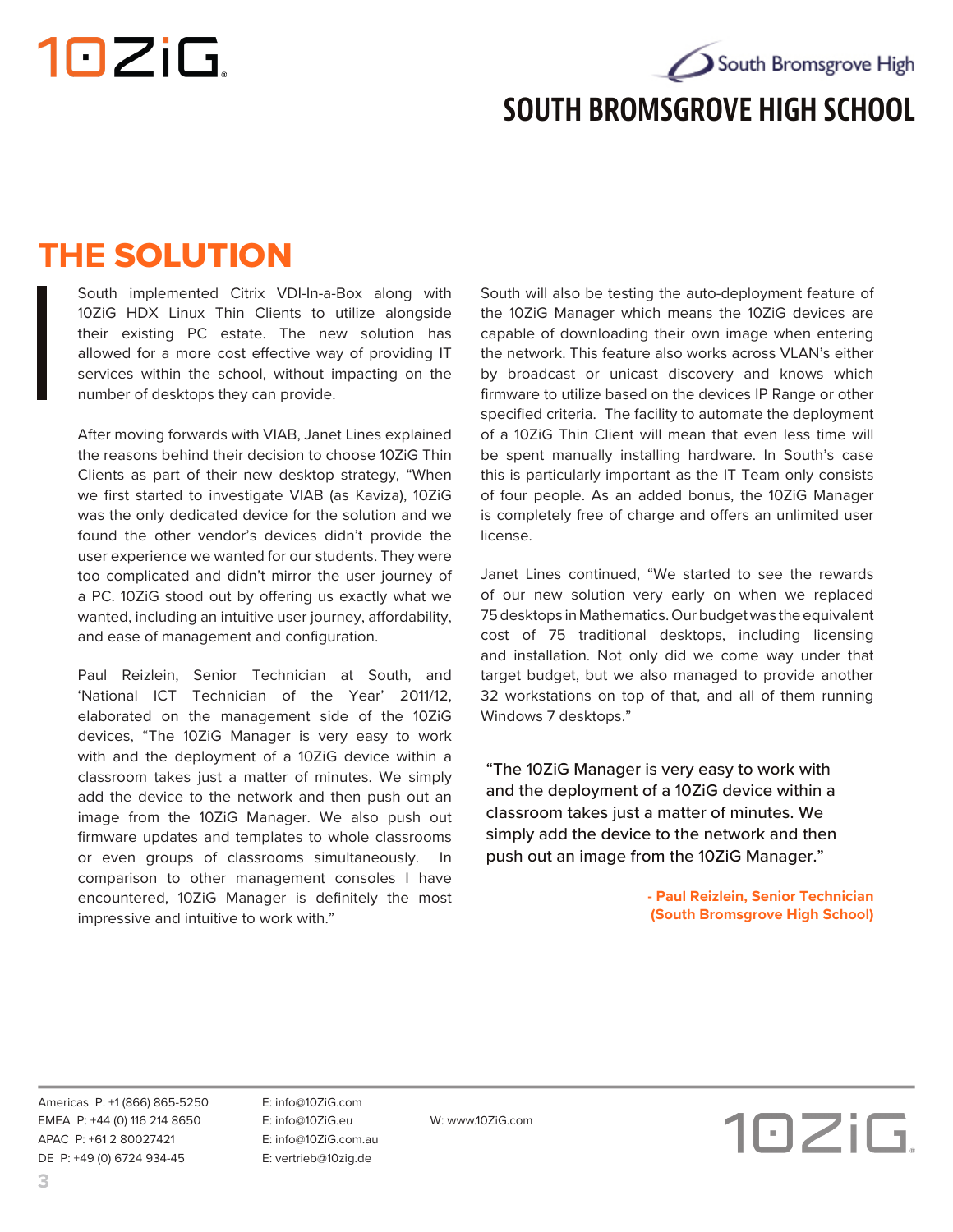# SOUTH BROMSGROVE HIGH SCHOOL

## THE SOLUTION

South implemented Citrix VDI-In-a-Box along with 10ZiG HDX Linux Thin Clients to utilize alongside their existing PC estate. The new solution has allowed for a more cost effective way of providing IT services within the school, without impacting on the number of desktops they can provide.

After moving forwards with VIAB, Janet Lines explained the reasons behind their decision to choose 10ZiG Thin Clients as part of their new desktop strategy, "When we first started to investigate VIAB (as Kaviza), 10ZiG was the only dedicated device for the solution and we found the other vendor's devices didn't provide the user experience we wanted for our students. They were too complicated and didn't mirror the user journey of a PC. 10ZiG stood out by offering us exactly what we wanted, including an intuitive user journey, affordability, and ease of management and configuration.

Paul Reizlein, Senior Technician at South, and 'National ICT Technician of the Year' 2011/12, elaborated on the management side of the 10ZiG devices, "The 10ZiG Manager is very easy to work with and the deployment of a 10ZiG device within a classroom takes just a matter of minutes. We simply add the device to the network and then push out an image from the 10ZiG Manager. We also push out firmware updates and templates to whole classrooms or even groups of classrooms simultaneously. In comparison to other management consoles I have encountered, 10ZiG Manager is definitely the most impressive and intuitive to work with."

South will also be testing the auto-deployment feature of the 10ZiG Manager which means the 10ZiG devices are capable of downloading their own image when entering the network. This feature also works across VLAN's either by broadcast or unicast discovery and knows which firmware to utilize based on the devices IP Range or other specified criteria. The facility to automate the deployment of a 10ZiG Thin Client will mean that even less time will be spent manually installing hardware. In South's case this is particularly important as the IT Team only consists of four people. As an added bonus, the 10ZiG Manager is completely free of charge and offers an unlimited user license.

Janet Lines continued, "We started to see the rewards of our new solution very early on when we replaced 75 desktops in Mathematics. Our budget was the equivalent cost of 75 traditional desktops, including licensing and installation. Not only did we come way under that target budget, but we also managed to provide another 32 workstations on top of that, and all of them running Windows 7 desktops."

> "The 10ZiG Manager is very easy to work with and the deployment of a 10ZiG device within a classroom takes just a matter of minutes. We simply add the device to the network and then push out an image from the 10ZiG Manager."
>
> **- Paul Reizlein, Senior Technician (South Bromsgrove High School)**

Americas P: +1 (866) 865-5250 E: info@10ZiG.com
EMEA P: +44 (0) 116 214 8650 E: info@10ZiG.eu W: www.10ZiG.com
APAC P: +61 2 80027421 E: info@10ZiG.com.au
DE P: +49 (0) 6724 934-45 E: vertrieb@10zig.de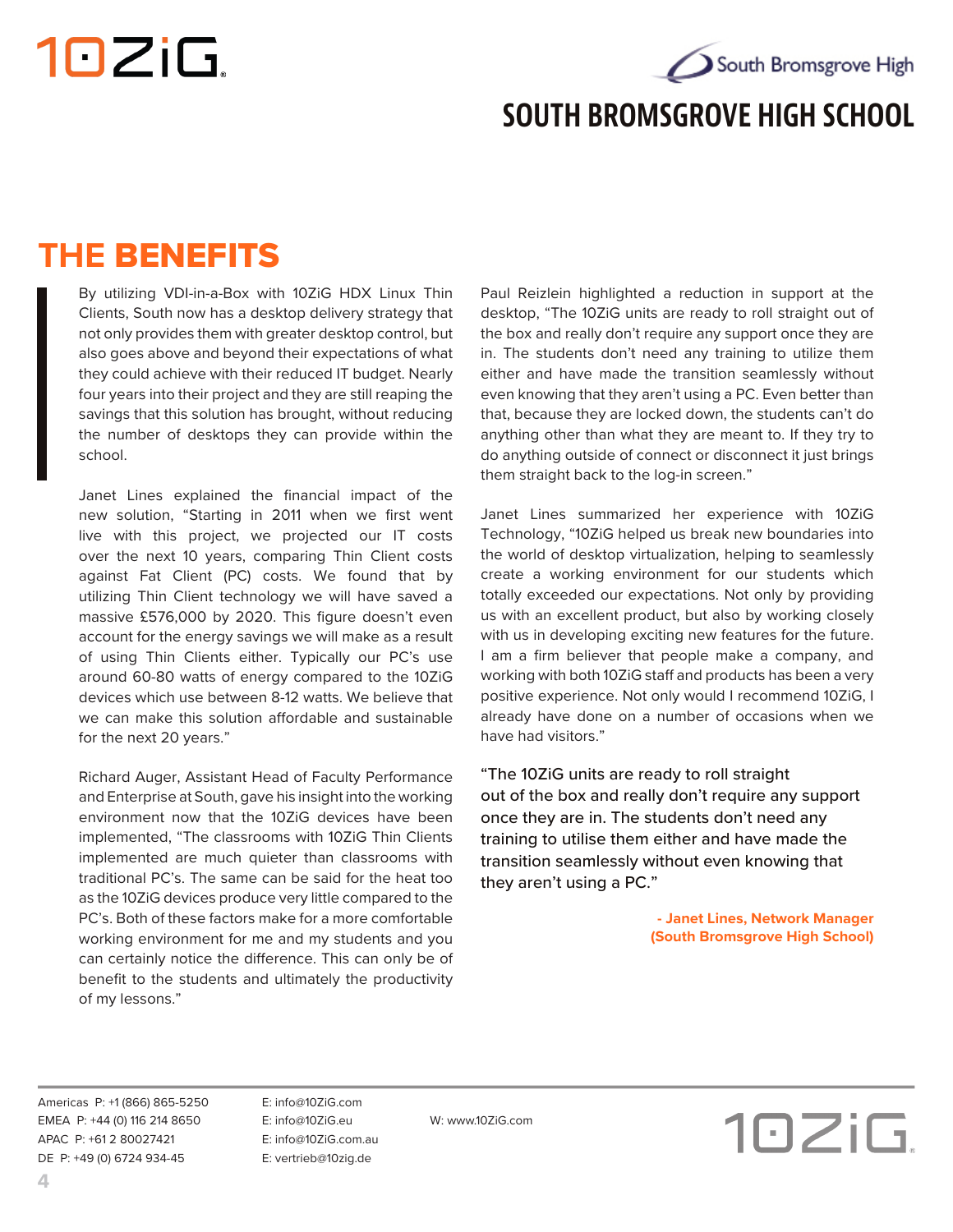# SOUTH BROMSGROVE HIGH SCHOOL

## THE BENEFITS

By utilizing VDI-in-a-Box with 10ZiG HDX Linux Thin Clients, South now has a desktop delivery strategy that not only provides them with greater desktop control, but also goes above and beyond their expectations of what they could achieve with their reduced IT budget. Nearly four years into their project and they are still reaping the savings that this solution has brought, without reducing the number of desktops they can provide within the school.

Janet Lines explained the financial impact of the new solution, "Starting in 2011 when we first went live with this project, we projected our IT costs over the next 10 years, comparing Thin Client costs against Fat Client (PC) costs. We found that by utilizing Thin Client technology we will have saved a massive £576,000 by 2020. This figure doesn't even account for the energy savings we will make as a result of using Thin Clients either. Typically our PC's use around 60-80 watts of energy compared to the 10ZiG devices which use between 8-12 watts. We believe that we can make this solution affordable and sustainable for the next 20 years."

Richard Auger, Assistant Head of Faculty Performance and Enterprise at South, gave his insight into the working environment now that the 10ZiG devices have been implemented, "The classrooms with 10ZiG Thin Clients implemented are much quieter than classrooms with traditional PC's. The same can be said for the heat too as the 10ZiG devices produce very little compared to the PC's. Both of these factors make for a more comfortable working environment for me and my students and you can certainly notice the difference. This can only be of benefit to the students and ultimately the productivity of my lessons."

Paul Reizlein highlighted a reduction in support at the desktop, "The 10ZiG units are ready to roll straight out of the box and really don't require any support once they are in. The students don't need any training to utilize them either and have made the transition seamlessly without even knowing that they aren't using a PC. Even better than that, because they are locked down, the students can't do anything other than what they are meant to. If they try to do anything outside of connect or disconnect it just brings them straight back to the log-in screen."

Janet Lines summarized her experience with 10ZiG Technology, "10ZiG helped us break new boundaries into the world of desktop virtualization, helping to seamlessly create a working environment for our students which totally exceeded our expectations. Not only by providing us with an excellent product, but also by working closely with us in developing exciting new features for the future. I am a firm believer that people make a company, and working with both 10ZiG staff and products has been a very positive experience. Not only would I recommend 10ZiG, I already have done on a number of occasions when we have had visitors."

"The 10ZiG units are ready to roll straight out of the box and really don't require any support once they are in. The students don't need any training to utilise them either and have made the transition seamlessly without even knowing that they aren't using a PC."

**- Janet Lines, Network Manager (South Bromsgrove High School)**

Americas P: +1 (866) 865-5250 E: info@10ZiG.com
EMEA P: +44 (0) 116 214 8650 E: info@10ZiG.eu W: www.10ZiG.com
APAC P: +61 2 80027421 E: info@10ZiG.com.au
DE P: +49 (0) 6724 934-45 E: vertrieb@10zig.de